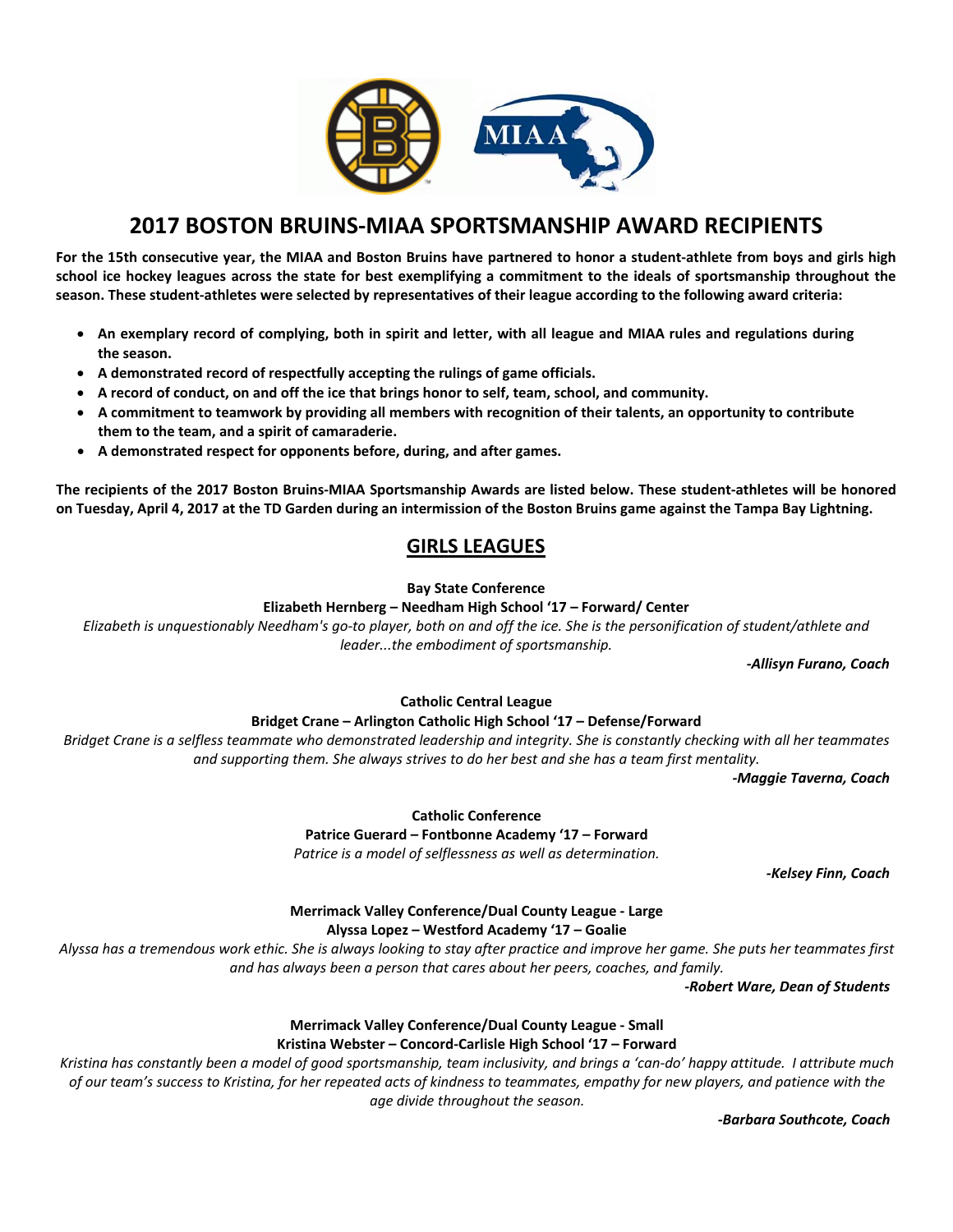# 2017 BOSTON BRUINS-MIAA SPORTSMANSHIP AWARD RECIPIENTS

**For the 15th consecutive year, the MIAA and Boston Bruins have partnered to honor a student-athlete from boys and girls high school ice hockey leagues across the state for best exemplifying a commitment to the ideals of sportsmanship throughout the season. These student-athletes were selected by representatives of their league according to the following award criteria:**

- **An exemplary record of complying, both in spirit and letter, with all league and MIAA rules and regulations during the season.**
- **A demonstrated record of respectfully accepting the rulings of game officials.**
- **A record of conduct, on and off the ice that brings honor to self, team, school, and community.**
- **A commitment to teamwork by providing all members with recognition of their talents, an opportunity to contribute them to the team, and a spirit of camaraderie.**
- **A demonstrated respect for opponents before, during, and after games.**

**The recipients of the 2017 Boston Bruins-MIAA Sportsmanship Awards are listed below. These student-athletes will be honored on Tuesday, April 4, 2017 at the TD Garden during an intermission of the Boston Bruins game against the Tampa Bay Lightning.**

## GIRLS LEAGUES

**Bay State Conference**

**Elizabeth Hernberg – Needham High School '17 – Forward/ Center**

*Elizabeth is unquestionably Needham's go-to player, both on and off the ice. She is the personification of student/athlete and leader...the embodiment of sportsmanship.*

***-Allisyn Furano, Coach***

**Catholic Central League**

**Bridget Crane – Arlington Catholic High School '17 – Defense/Forward**

*Bridget Crane is a selfless teammate who demonstrated leadership and integrity. She is constantly checking with all her teammates and supporting them. She always strives to do her best and she has a team first mentality.*

***-Maggie Taverna, Coach***

**Catholic Conference**

**Patrice Guerard – Fontbonne Academy '17 – Forward**

*Patrice is a model of selflessness as well as determination.*

***-Kelsey Finn, Coach***

**Merrimack Valley Conference/Dual County League - Large**

**Alyssa Lopez – Westford Academy '17 – Goalie**

*Alyssa has a tremendous work ethic. She is always looking to stay after practice and improve her game. She puts her teammates first and has always been a person that cares about her peers, coaches, and family.*

***-Robert Ware, Dean of Students***

**Merrimack Valley Conference/Dual County League - Small**

**Kristina Webster – Concord-Carlisle High School '17 – Forward**

*Kristina has constantly been a model of good sportsmanship, team inclusivity, and brings a 'can-do' happy attitude. I attribute much of our team's success to Kristina, for her repeated acts of kindness to teammates, empathy for new players, and patience with the age divide throughout the season.*

***-Barbara Southcote, Coach***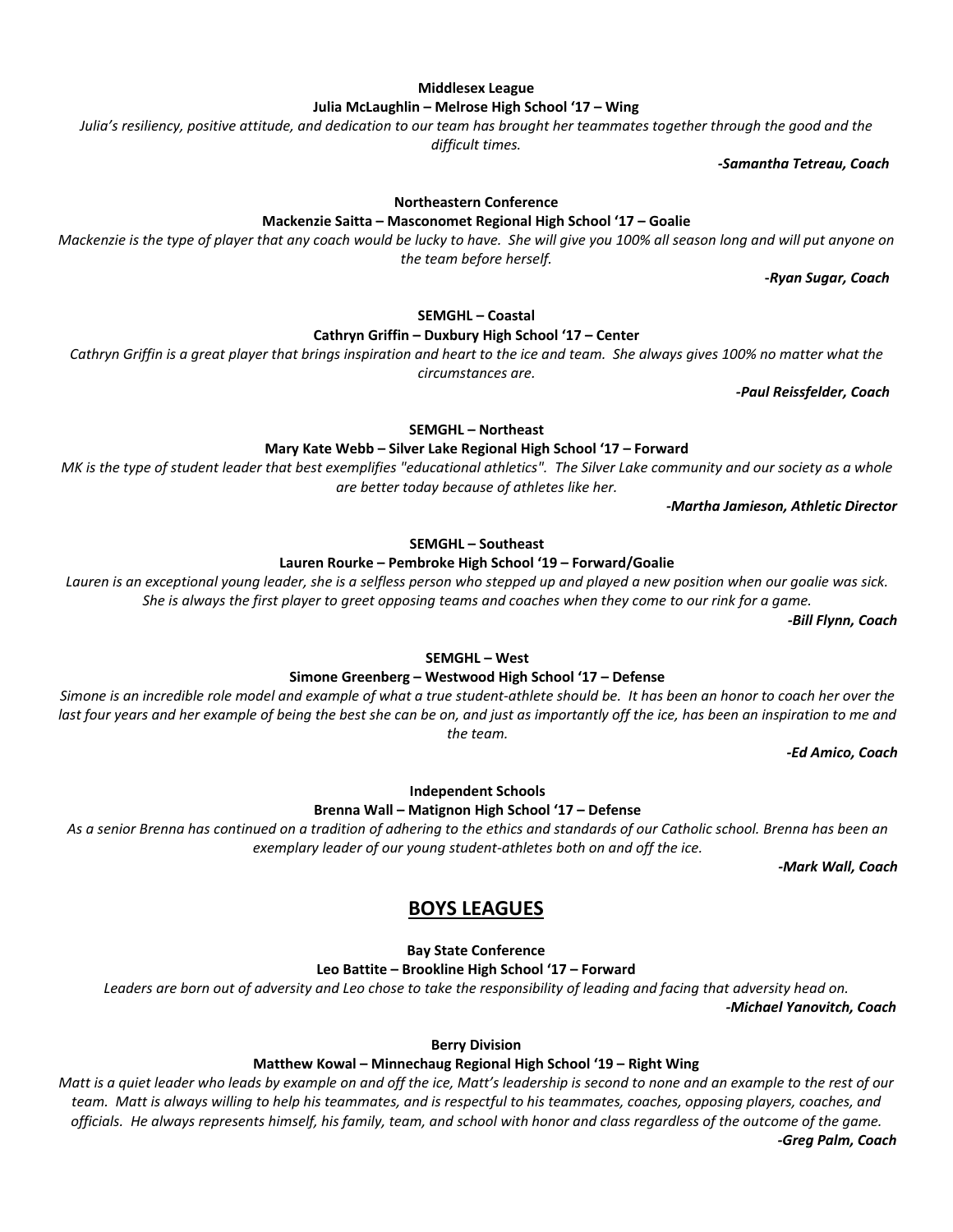**Middlesex League**

**Julia McLaughlin – Melrose High School '17 – Wing**

*Julia's resiliency, positive attitude, and dedication to our team has brought her teammates together through the good and the difficult times.*

***-Samantha Tetreau, Coach***

**Northeastern Conference**

**Mackenzie Saitta – Masconomet Regional High School '17 – Goalie**

*Mackenzie is the type of player that any coach would be lucky to have. She will give you 100% all season long and will put anyone on the team before herself.*

***-Ryan Sugar, Coach***

**SEMGHL – Coastal**

**Cathryn Griffin – Duxbury High School '17 – Center**

*Cathryn Griffin is a great player that brings inspiration and heart to the ice and team. She always gives 100% no matter what the circumstances are.*

***-Paul Reissfelder, Coach***

**SEMGHL – Northeast**

**Mary Kate Webb – Silver Lake Regional High School '17 – Forward**

*MK is the type of student leader that best exemplifies "educational athletics". The Silver Lake community and our society as a whole are better today because of athletes like her.*

***-Martha Jamieson, Athletic Director***

**SEMGHL – Southeast**

**Lauren Rourke – Pembroke High School '19 – Forward/Goalie**

*Lauren is an exceptional young leader, she is a selfless person who stepped up and played a new position when our goalie was sick. She is always the first player to greet opposing teams and coaches when they come to our rink for a game.*

***-Bill Flynn, Coach***

**SEMGHL – West**

**Simone Greenberg – Westwood High School '17 – Defense**

*Simone is an incredible role model and example of what a true student-athlete should be. It has been an honor to coach her over the last four years and her example of being the best she can be on, and just as importantly off the ice, has been an inspiration to me and the team.*

***-Ed Amico, Coach***

**Independent Schools**

**Brenna Wall – Matignon High School '17 – Defense**

*As a senior Brenna has continued on a tradition of adhering to the ethics and standards of our Catholic school. Brenna has been an exemplary leader of our young student-athletes both on and off the ice.*

***-Mark Wall, Coach***

## BOYS LEAGUES

**Bay State Conference**

**Leo Battite – Brookline High School '17 – Forward**

*Leaders are born out of adversity and Leo chose to take the responsibility of leading and facing that adversity head on.*

***-Michael Yanovitch, Coach***

**Berry Division**

**Matthew Kowal – Minnechaug Regional High School '19 – Right Wing**

*Matt is a quiet leader who leads by example on and off the ice, Matt's leadership is second to none and an example to the rest of our team. Matt is always willing to help his teammates, and is respectful to his teammates, coaches, opposing players, coaches, and officials. He always represents himself, his family, team, and school with honor and class regardless of the outcome of the game.*

***-Greg Palm, Coach***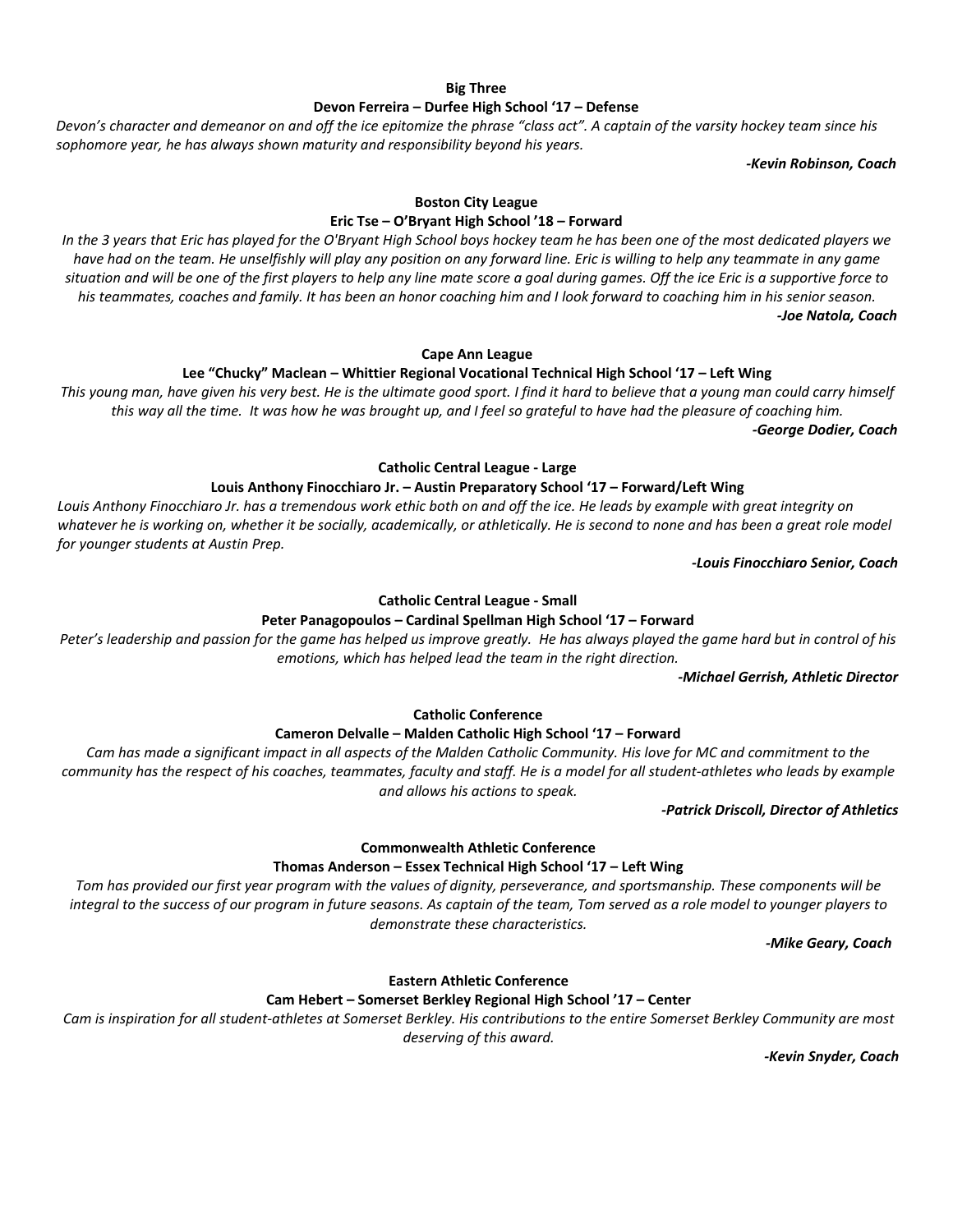**Big Three**

**Devon Ferreira – Durfee High School '17 – Defense**

*Devon's character and demeanor on and off the ice epitomize the phrase "class act". A captain of the varsity hockey team since his sophomore year, he has always shown maturity and responsibility beyond his years.*

***-Kevin Robinson, Coach***

**Boston City League**

**Eric Tse – O'Bryant High School '18 – Forward**

*In the 3 years that Eric has played for the O'Bryant High School boys hockey team he has been one of the most dedicated players we have had on the team. He unselfishly will play any position on any forward line. Eric is willing to help any teammate in any game situation and will be one of the first players to help any line mate score a goal during games. Off the ice Eric is a supportive force to his teammates, coaches and family. It has been an honor coaching him and I look forward to coaching him in his senior season.*

***-Joe Natola, Coach***

**Cape Ann League**

**Lee "Chucky" Maclean – Whittier Regional Vocational Technical High School '17 – Left Wing**

*This young man, have given his very best. He is the ultimate good sport. I find it hard to believe that a young man could carry himself this way all the time. It was how he was brought up, and I feel so grateful to have had the pleasure of coaching him.*

***-George Dodier, Coach***

**Catholic Central League - Large**

**Louis Anthony Finocchiaro Jr. – Austin Preparatory School '17 – Forward/Left Wing**

*Louis Anthony Finocchiaro Jr. has a tremendous work ethic both on and off the ice. He leads by example with great integrity on whatever he is working on, whether it be socially, academically, or athletically. He is second to none and has been a great role model for younger students at Austin Prep.*

***-Louis Finocchiaro Senior, Coach***

**Catholic Central League - Small**

**Peter Panagopoulos – Cardinal Spellman High School '17 – Forward**

*Peter's leadership and passion for the game has helped us improve greatly. He has always played the game hard but in control of his emotions, which has helped lead the team in the right direction.*

***-Michael Gerrish, Athletic Director***

**Catholic Conference**

**Cameron Delvalle – Malden Catholic High School '17 – Forward**

*Cam has made a significant impact in all aspects of the Malden Catholic Community. His love for MC and commitment to the community has the respect of his coaches, teammates, faculty and staff. He is a model for all student-athletes who leads by example and allows his actions to speak.*

***-Patrick Driscoll, Director of Athletics***

**Commonwealth Athletic Conference**

**Thomas Anderson – Essex Technical High School '17 – Left Wing**

*Tom has provided our first year program with the values of dignity, perseverance, and sportsmanship. These components will be integral to the success of our program in future seasons. As captain of the team, Tom served as a role model to younger players to demonstrate these characteristics.*

***-Mike Geary, Coach***

**Eastern Athletic Conference**

**Cam Hebert – Somerset Berkley Regional High School '17 – Center**

*Cam is inspiration for all student-athletes at Somerset Berkley. His contributions to the entire Somerset Berkley Community are most deserving of this award.*

***-Kevin Snyder, Coach***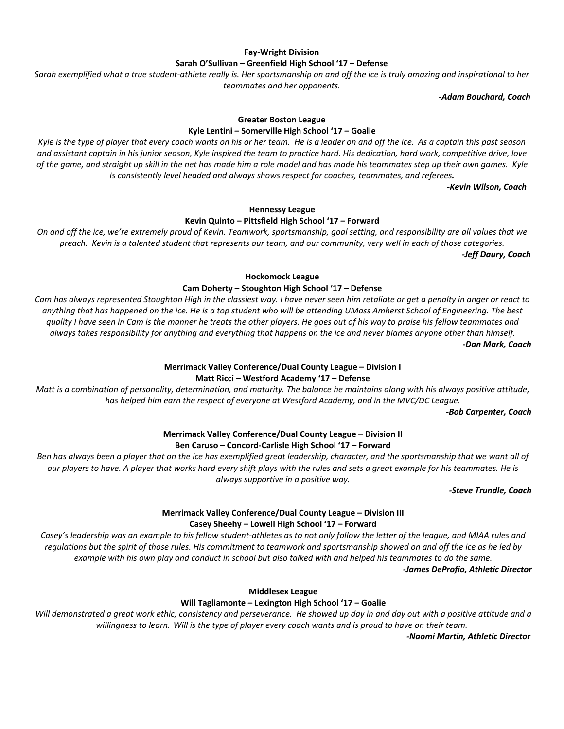**Fay-Wright Division**

**Sarah O'Sullivan – Greenfield High School '17 – Defense**

*Sarah exemplified what a true student-athlete really is. Her sportsmanship on and off the ice is truly amazing and inspirational to her teammates and her opponents.*

***-Adam Bouchard, Coach***

**Greater Boston League**

**Kyle Lentini – Somerville High School '17 – Goalie**

*Kyle is the type of player that every coach wants on his or her team. He is a leader on and off the ice. As a captain this past season and assistant captain in his junior season, Kyle inspired the team to practice hard. His dedication, hard work, competitive drive, love of the game, and straight up skill in the net has made him a role model and has made his teammates step up their own games. Kyle is consistently level headed and always shows respect for coaches, teammates, and referees.*

***-Kevin Wilson, Coach***

**Hennessy League**

**Kevin Quinto – Pittsfield High School '17 – Forward**

*On and off the ice, we're extremely proud of Kevin. Teamwork, sportsmanship, goal setting, and responsibility are all values that we preach. Kevin is a talented student that represents our team, and our community, very well in each of those categories.*

***-Jeff Daury, Coach***

**Hockomock League**

**Cam Doherty – Stoughton High School '17 – Defense**

*Cam has always represented Stoughton High in the classiest way. I have never seen him retaliate or get a penalty in anger or react to anything that has happened on the ice. He is a top student who will be attending UMass Amherst School of Engineering. The best quality I have seen in Cam is the manner he treats the other players. He goes out of his way to praise his fellow teammates and always takes responsibility for anything and everything that happens on the ice and never blames anyone other than himself.*

***-Dan Mark, Coach***

**Merrimack Valley Conference/Dual County League – Division I**

**Matt Ricci – Westford Academy '17 – Defense**

*Matt is a combination of personality, determination, and maturity. The balance he maintains along with his always positive attitude, has helped him earn the respect of everyone at Westford Academy, and in the MVC/DC League.*

***-Bob Carpenter, Coach***

**Merrimack Valley Conference/Dual County League – Division II**

**Ben Caruso – Concord-Carlisle High School '17 – Forward**

*Ben has always been a player that on the ice has exemplified great leadership, character, and the sportsmanship that we want all of our players to have. A player that works hard every shift plays with the rules and sets a great example for his teammates. He is always supportive in a positive way.*

***-Steve Trundle, Coach***

**Merrimack Valley Conference/Dual County League – Division III**

**Casey Sheehy – Lowell High School '17 – Forward**

*Casey's leadership was an example to his fellow student-athletes as to not only follow the letter of the league, and MIAA rules and regulations but the spirit of those rules. His commitment to teamwork and sportsmanship showed on and off the ice as he led by example with his own play and conduct in school but also talked with and helped his teammates to do the same.*

***-James DeProfio, Athletic Director***

**Middlesex League**

**Will Tagliamonte – Lexington High School '17 – Goalie**

*Will demonstrated a great work ethic, consistency and perseverance. He showed up day in and day out with a positive attitude and a willingness to learn. Will is the type of player every coach wants and is proud to have on their team.*

***-Naomi Martin, Athletic Director***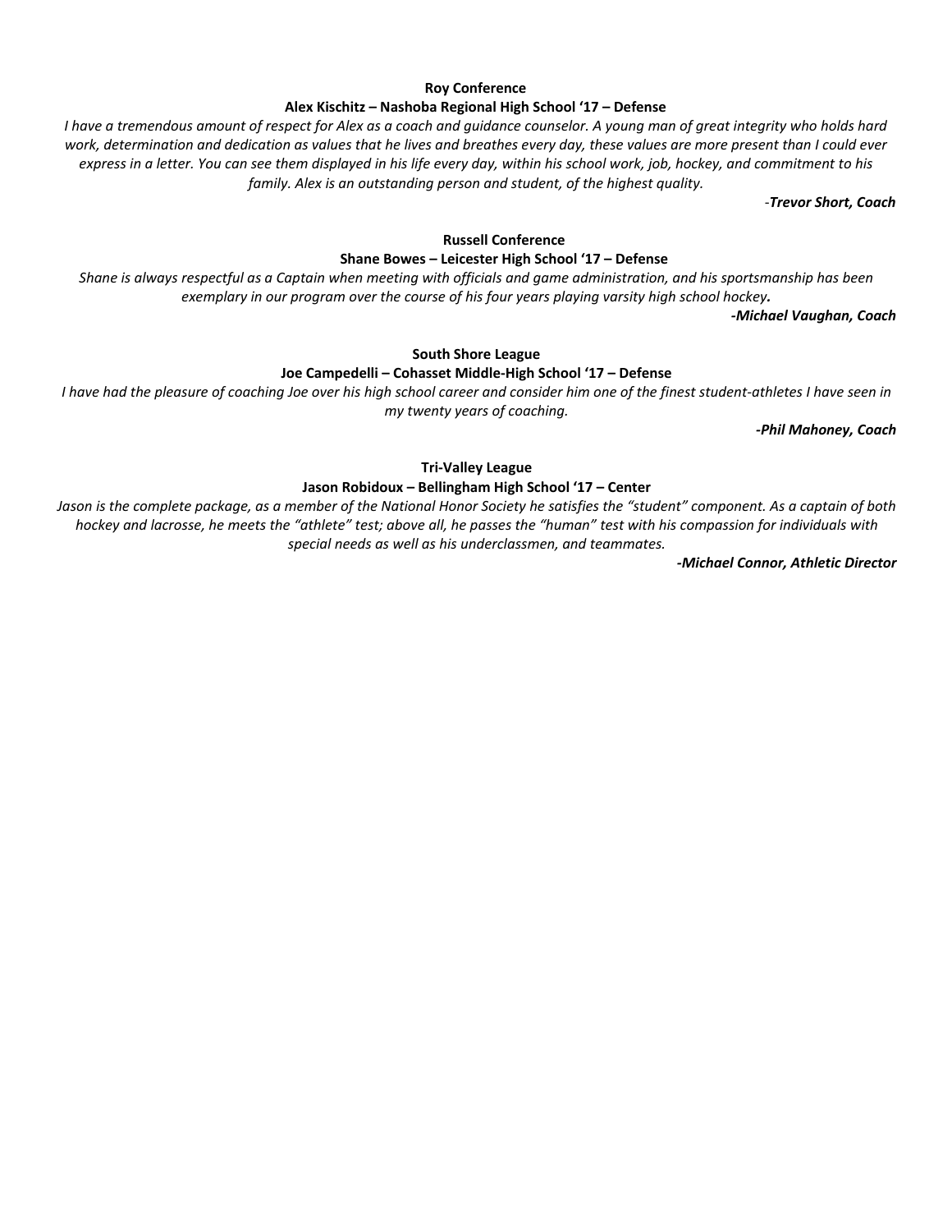**Roy Conference**

**Alex Kischitz – Nashoba Regional High School '17 – Defense**

*I have a tremendous amount of respect for Alex as a coach and guidance counselor. A young man of great integrity who holds hard work, determination and dedication as values that he lives and breathes every day, these values are more present than I could ever express in a letter. You can see them displayed in his life every day, within his school work, job, hockey, and commitment to his family. Alex is an outstanding person and student, of the highest quality.*

*-**Trevor Short, Coach***

**Russell Conference**

**Shane Bowes – Leicester High School '17 – Defense**

*Shane is always respectful as a Captain when meeting with officials and game administration, and his sportsmanship has been exemplary in our program over the course of his four years playing varsity high school hockey.*

***-Michael Vaughan, Coach***

**South Shore League**

**Joe Campedelli – Cohasset Middle-High School '17 – Defense**

*I have had the pleasure of coaching Joe over his high school career and consider him one of the finest student-athletes I have seen in my twenty years of coaching.*

***-Phil Mahoney, Coach***

**Tri-Valley League**

**Jason Robidoux – Bellingham High School '17 – Center**

*Jason is the complete package, as a member of the National Honor Society he satisfies the "student" component. As a captain of both hockey and lacrosse, he meets the "athlete" test; above all, he passes the "human" test with his compassion for individuals with special needs as well as his underclassmen, and teammates.*

***-Michael Connor, Athletic Director***